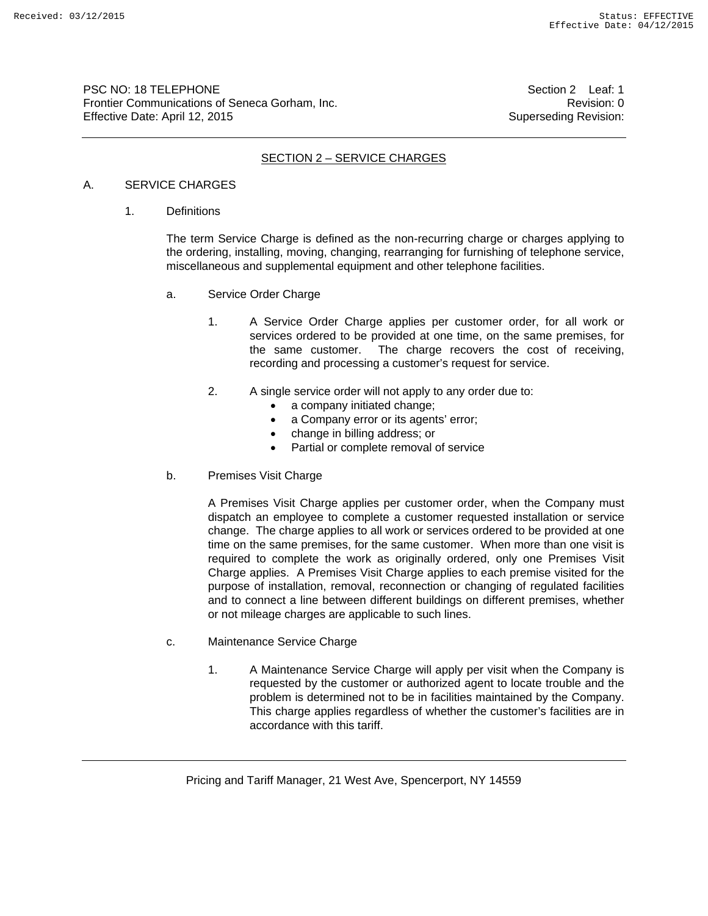# SECTION 2 – SERVICE CHARGES

## A. SERVICE CHARGES

### 1. Definitions

The term Service Charge is defined as the non-recurring charge or charges applying to the ordering, installing, moving, changing, rearranging for furnishing of telephone service, miscellaneous and supplemental equipment and other telephone facilities.

#### a. Service Order Charge

1. A Service Order Charge applies per customer order, for all work or services ordered to be provided at one time, on the same premises, for the same customer. The charge recovers the cost of receiving, recording and processing a customer's request for service.

2. A single service order will not apply to any order due to:
   - a company initiated change;
   - a Company error or its agents' error;
   - change in billing address; or
   - Partial or complete removal of service

#### b. Premises Visit Charge

A Premises Visit Charge applies per customer order, when the Company must dispatch an employee to complete a customer requested installation or service change. The charge applies to all work or services ordered to be provided at one time on the same premises, for the same customer. When more than one visit is required to complete the work as originally ordered, only one Premises Visit Charge applies. A Premises Visit Charge applies to each premise visited for the purpose of installation, removal, reconnection or changing of regulated facilities and to connect a line between different buildings on different premises, whether or not mileage charges are applicable to such lines.

#### c. Maintenance Service Charge

1. A Maintenance Service Charge will apply per visit when the Company is requested by the customer or authorized agent to locate trouble and the problem is determined not to be in facilities maintained by the Company. This charge applies regardless of whether the customer's facilities are in accordance with this tariff.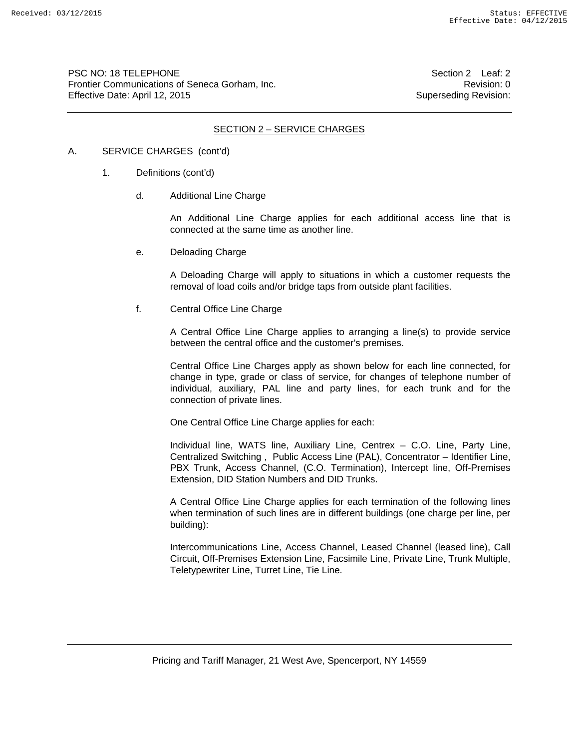## SECTION 2 – SERVICE CHARGES

A. SERVICE CHARGES (cont'd)

1. Definitions (cont'd)

d. Additional Line Charge

An Additional Line Charge applies for each additional access line that is connected at the same time as another line.

e. Deloading Charge

A Deloading Charge will apply to situations in which a customer requests the removal of load coils and/or bridge taps from outside plant facilities.

f. Central Office Line Charge

A Central Office Line Charge applies to arranging a line(s) to provide service between the central office and the customer's premises.

Central Office Line Charges apply as shown below for each line connected, for change in type, grade or class of service, for changes of telephone number of individual, auxiliary, PAL line and party lines, for each trunk and for the connection of private lines.

One Central Office Line Charge applies for each:

Individual line, WATS line, Auxiliary Line, Centrex – C.O. Line, Party Line, Centralized Switching , Public Access Line (PAL), Concentrator – Identifier Line, PBX Trunk, Access Channel, (C.O. Termination), Intercept line, Off-Premises Extension, DID Station Numbers and DID Trunks.

A Central Office Line Charge applies for each termination of the following lines when termination of such lines are in different buildings (one charge per line, per building):

Intercommunications Line, Access Channel, Leased Channel (leased line), Call Circuit, Off-Premises Extension Line, Facsimile Line, Private Line, Trunk Multiple, Teletypewriter Line, Turret Line, Tie Line.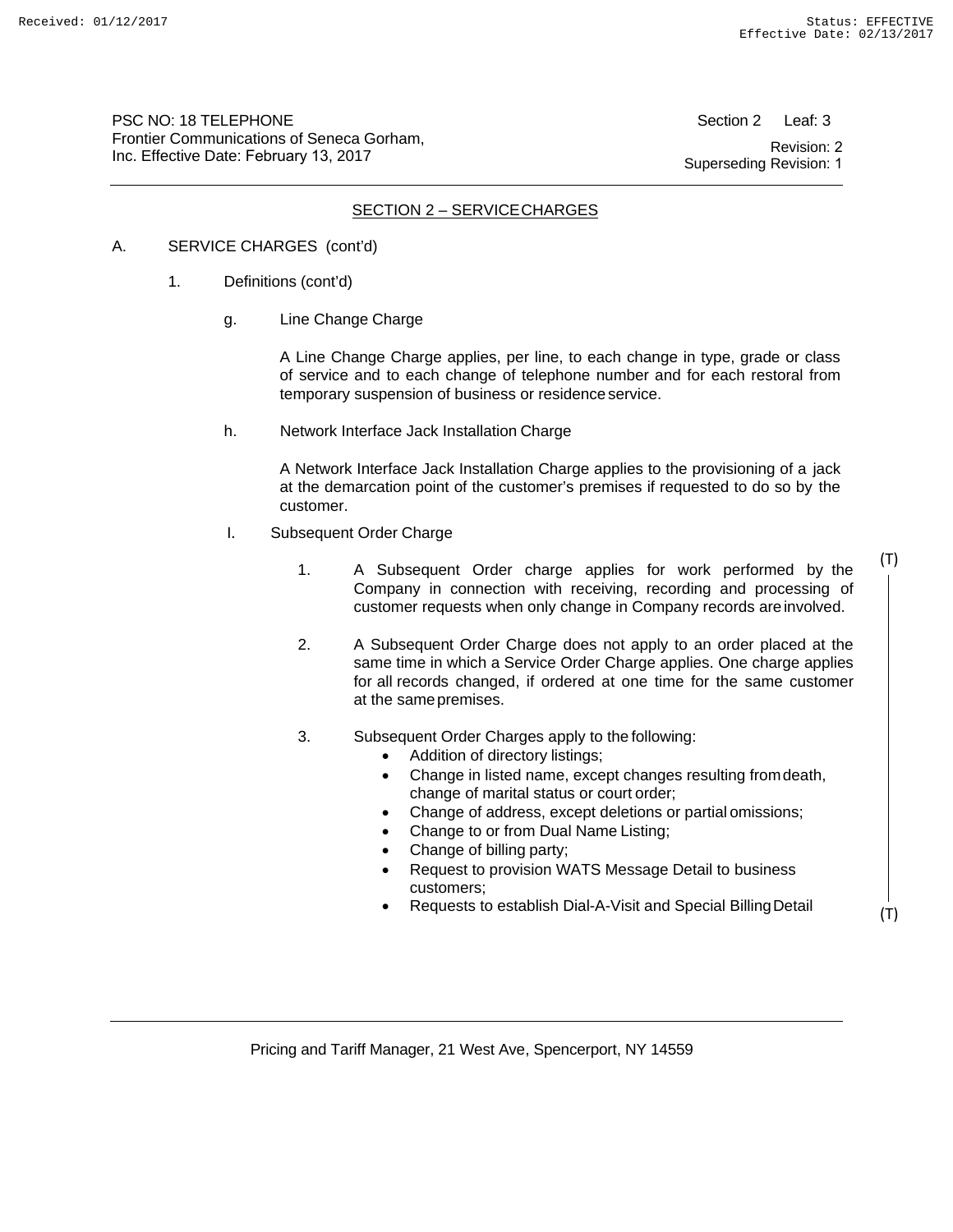PSC NO: 18 TELEPHONE
Frontier Communications of Seneca Gorham, Inc. Effective Date: February 13, 2017

Section 2 Leaf: 3
Revision: 2
Superseding Revision: 1

## SECTION 2 – SERVICE CHARGES

A. SERVICE CHARGES (cont'd)

1. Definitions (cont'd)

g. Line Change Charge

A Line Change Charge applies, per line, to each change in type, grade or class of service and to each change of telephone number and for each restoral from temporary suspension of business or residence service.

h. Network Interface Jack Installation Charge

A Network Interface Jack Installation Charge applies to the provisioning of a jack at the demarcation point of the customer's premises if requested to do so by the customer.

I. Subsequent Order Charge

(T)

1. A Subsequent Order charge applies for work performed by the Company in connection with receiving, recording and processing of customer requests when only change in Company records are involved.

2. A Subsequent Order Charge does not apply to an order placed at the same time in which a Service Order Charge applies. One charge applies for all records changed, if ordered at one time for the same customer at the same premises.

3. Subsequent Order Charges apply to the following:
   - Addition of directory listings;
   - Change in listed name, except changes resulting from death, change of marital status or court order;
   - Change of address, except deletions or partial omissions;
   - Change to or from Dual Name Listing;
   - Change of billing party;
   - Request to provision WATS Message Detail to business customers;
   - Requests to establish Dial-A-Visit and Special Billing Detail

(T)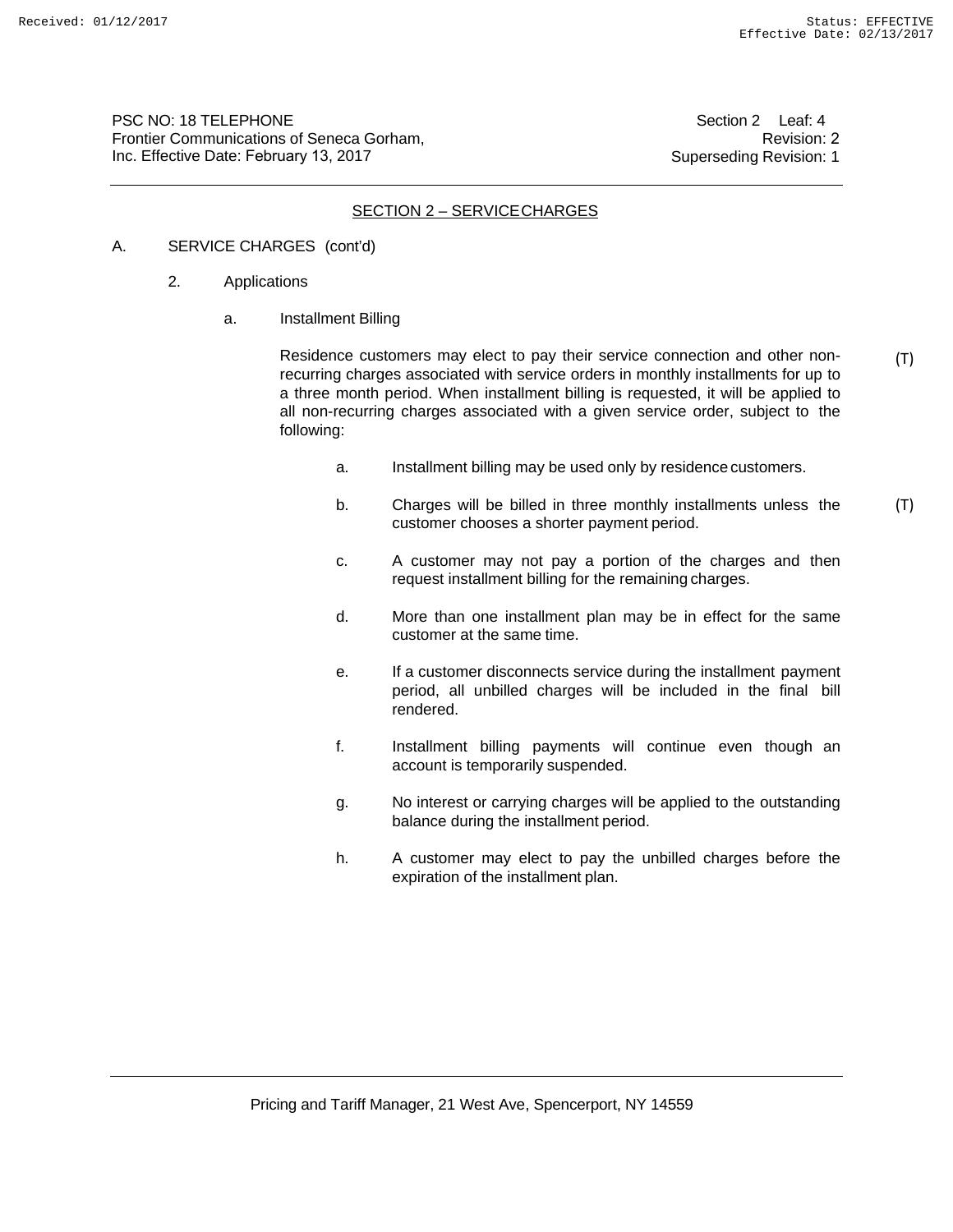PSC NO: 18 TELEPHONE
Frontier Communications of Seneca Gorham, Inc. Effective Date: February 13, 2017

Section 2 Leaf: 4
Revision: 2
Superseding Revision: 1

## SECTION 2 – SERVICE CHARGES

A. SERVICE CHARGES (cont'd)

2. Applications

a. Installment Billing

Residence customers may elect to pay their service connection and other non-recurring charges associated with service orders in monthly installments for up to a three month period. When installment billing is requested, it will be applied to all non-recurring charges associated with a given service order, subject to the following: (T)

a. Installment billing may be used only by residence customers.

b. Charges will be billed in three monthly installments unless the customer chooses a shorter payment period. (T)

c. A customer may not pay a portion of the charges and then request installment billing for the remaining charges.

d. More than one installment plan may be in effect for the same customer at the same time.

e. If a customer disconnects service during the installment payment period, all unbilled charges will be included in the final bill rendered.

f. Installment billing payments will continue even though an account is temporarily suspended.

g. No interest or carrying charges will be applied to the outstanding balance during the installment period.

h. A customer may elect to pay the unbilled charges before the expiration of the installment plan.

Pricing and Tariff Manager, 21 West Ave, Spencerport, NY 14559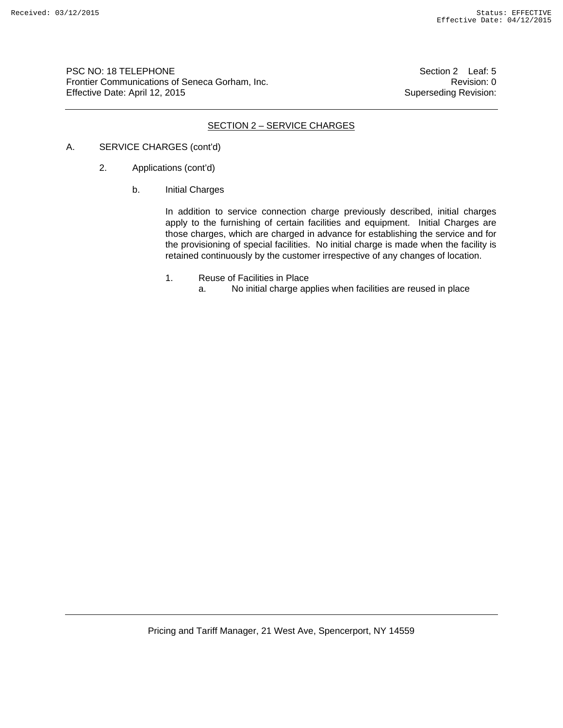## SECTION 2 – SERVICE CHARGES

A. SERVICE CHARGES (cont'd)

 2. Applications (cont'd)

  b. Initial Charges

   In addition to service connection charge previously described, initial charges apply to the furnishing of certain facilities and equipment. Initial Charges are those charges, which are charged in advance for establishing the service and for the provisioning of special facilities. No initial charge is made when the facility is retained continuously by the customer irrespective of any changes of location.

   1. Reuse of Facilities in Place
      a. No initial charge applies when facilities are reused in place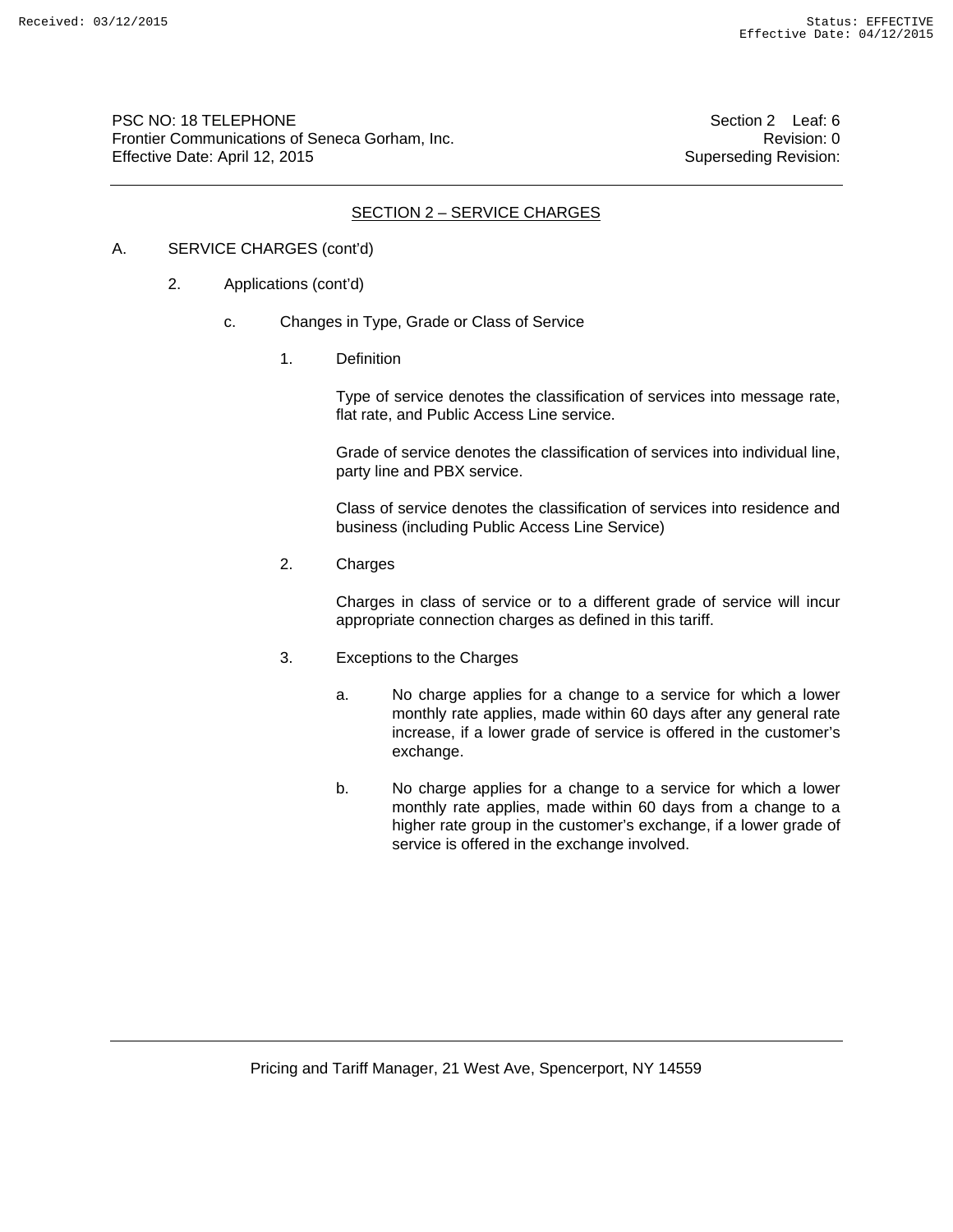## SECTION 2 – SERVICE CHARGES

A. SERVICE CHARGES (cont'd)

2. Applications (cont'd)

c. Changes in Type, Grade or Class of Service

1. Definition

Type of service denotes the classification of services into message rate, flat rate, and Public Access Line service.

Grade of service denotes the classification of services into individual line, party line and PBX service.

Class of service denotes the classification of services into residence and business (including Public Access Line Service)

2. Charges

Charges in class of service or to a different grade of service will incur appropriate connection charges as defined in this tariff.

3. Exceptions to the Charges

a. No charge applies for a change to a service for which a lower monthly rate applies, made within 60 days after any general rate increase, if a lower grade of service is offered in the customer's exchange.

b. No charge applies for a change to a service for which a lower monthly rate applies, made within 60 days from a change to a higher rate group in the customer's exchange, if a lower grade of service is offered in the exchange involved.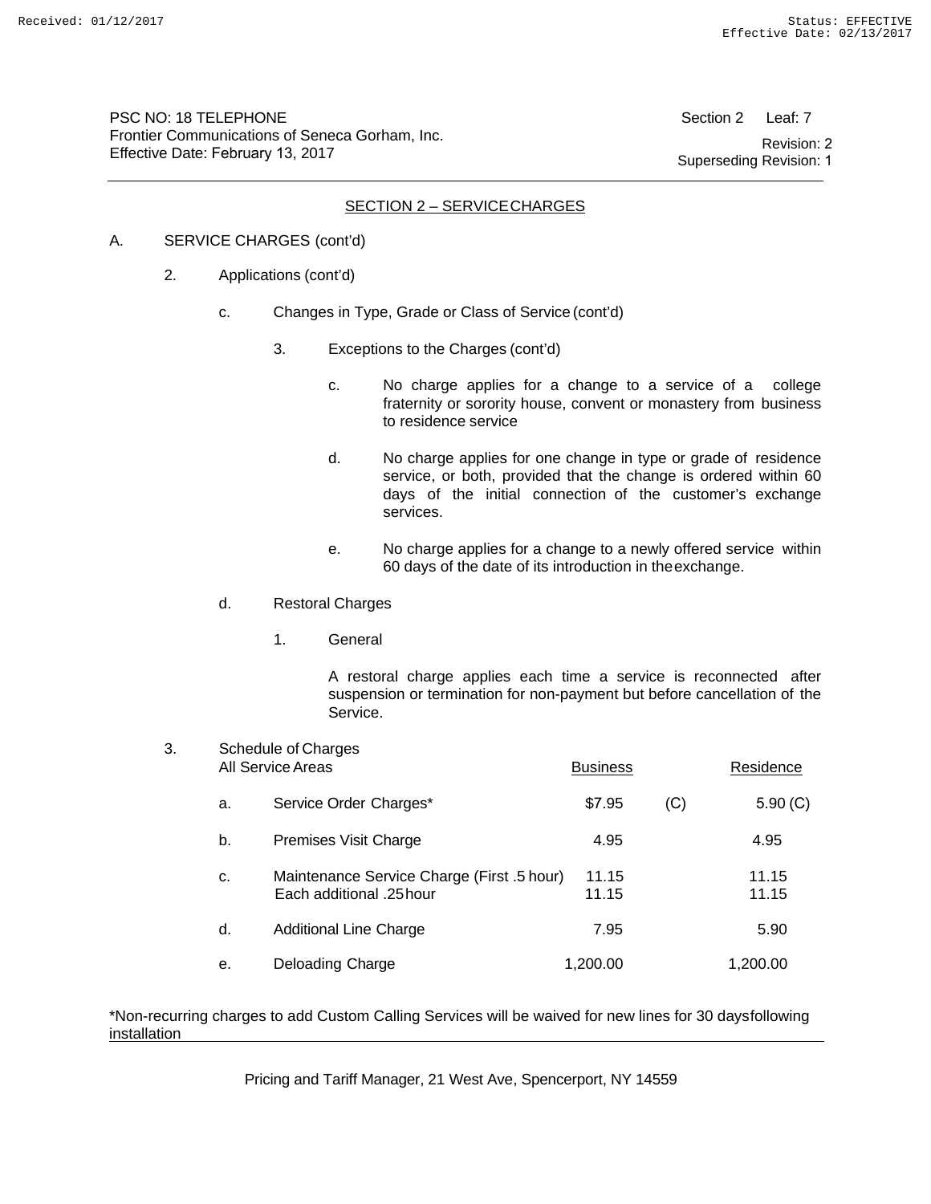PSC NO: 18 TELEPHONE
Frontier Communications of Seneca Gorham, Inc.
Effective Date: February 13, 2017

Section 2 Leaf: 7
Revision: 2
Superseding Revision: 1

## SECTION 2 – SERVICE CHARGES

A. SERVICE CHARGES (cont'd)

2. Applications (cont'd)

c. Changes in Type, Grade or Class of Service (cont'd)

3. Exceptions to the Charges (cont'd)

c. No charge applies for a change to a service of a college fraternity or sorority house, convent or monastery from business to residence service

d. No charge applies for one change in type or grade of residence service, or both, provided that the change is ordered within 60 days of the initial connection of the customer's exchange services.

e. No charge applies for a change to a newly offered service within 60 days of the date of its introduction in the exchange.

d. Restoral Charges

1. General

A restoral charge applies each time a service is reconnected after suspension or termination for non-payment but before cancellation of the Service.

3. Schedule of Charges

| All Service Areas | | Business | | Residence |
|---|---|---|---|---|
| a. | Service Order Charges* | $7.95 | (C) | 5.90 (C) |
| b. | Premises Visit Charge | 4.95 | | 4.95 |
| c. | Maintenance Service Charge (First .5 hour) | 11.15 | | 11.15 |
| | Each additional .25 hour | 11.15 | | 11.15 |
| d. | Additional Line Charge | 7.95 | | 5.90 |
| e. | Deloading Charge | 1,200.00 | | 1,200.00 |

*Non-recurring charges to add Custom Calling Services will be waived for new lines for 30 days following installation

Pricing and Tariff Manager, 21 West Ave, Spencerport, NY 14559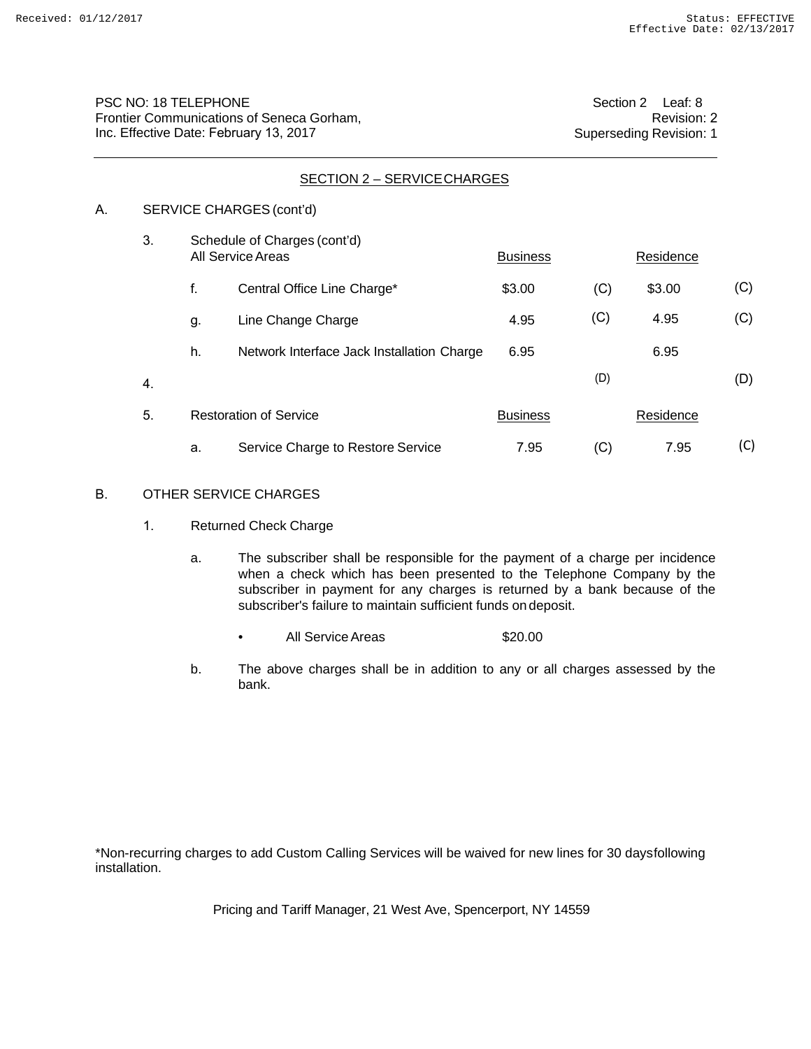PSC NO: 18 TELEPHONE
Frontier Communications of Seneca Gorham, Inc. Effective Date: February 13, 2017

Section 2 Leaf: 8
Revision: 2
Superseding Revision: 1

## SECTION 2 – SERVICE CHARGES

A. SERVICE CHARGES (cont'd)

3. Schedule of Charges (cont'd)

| | All Service Areas | Business | | Residence | |
|---|---|---|---|---|---|
| f. | Central Office Line Charge* | $3.00 | (C) | $3.00 | (C) |
| g. | Line Change Charge | 4.95 | (C) | 4.95 | (C) |
| h. | Network Interface Jack Installation Charge | 6.95 | | 6.95 | |

4. (D) (D)

5. Restoration of Service

| | | Business | | Residence | |
|---|---|---|---|---|---|
| a. | Service Charge to Restore Service | 7.95 | (C) | 7.95 | (C) |

B. OTHER SERVICE CHARGES

1. Returned Check Charge

   a. The subscriber shall be responsible for the payment of a charge per incidence when a check which has been presented to the Telephone Company by the subscriber in payment for any charges is returned by a bank because of the subscriber's failure to maintain sufficient funds on deposit.

      - All Service Areas $20.00

   b. The above charges shall be in addition to any or all charges assessed by the bank.

*Non-recurring charges to add Custom Calling Services will be waived for new lines for 30 days following installation.

Pricing and Tariff Manager, 21 West Ave, Spencerport, NY 14559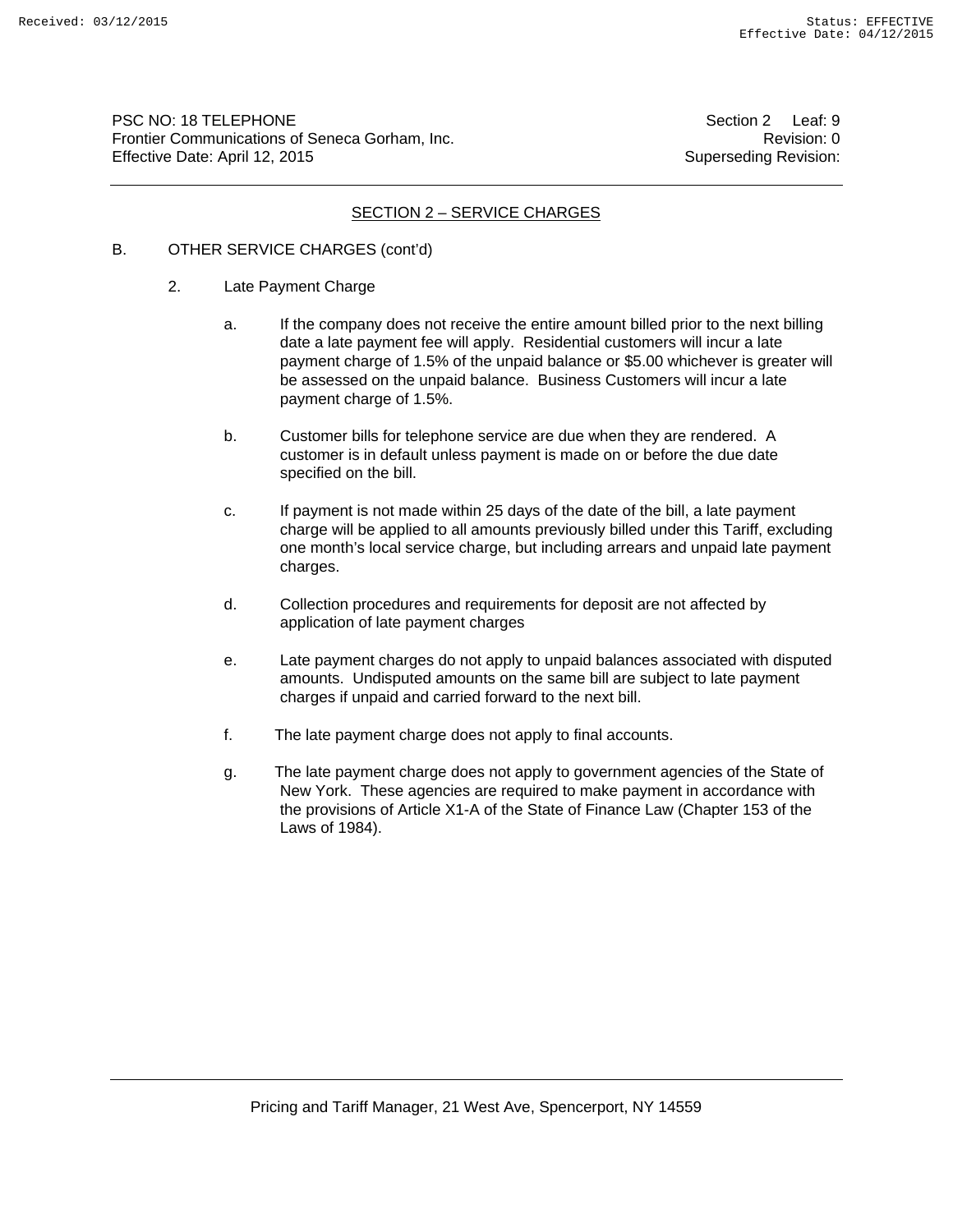## SECTION 2 – SERVICE CHARGES

B. OTHER SERVICE CHARGES (cont'd)

2. Late Payment Charge

a. If the company does not receive the entire amount billed prior to the next billing date a late payment fee will apply. Residential customers will incur a late payment charge of 1.5% of the unpaid balance or $5.00 whichever is greater will be assessed on the unpaid balance. Business Customers will incur a late payment charge of 1.5%.

b. Customer bills for telephone service are due when they are rendered. A customer is in default unless payment is made on or before the due date specified on the bill.

c. If payment is not made within 25 days of the date of the bill, a late payment charge will be applied to all amounts previously billed under this Tariff, excluding one month's local service charge, but including arrears and unpaid late payment charges.

d. Collection procedures and requirements for deposit are not affected by application of late payment charges

e. Late payment charges do not apply to unpaid balances associated with disputed amounts. Undisputed amounts on the same bill are subject to late payment charges if unpaid and carried forward to the next bill.

f. The late payment charge does not apply to final accounts.

g. The late payment charge does not apply to government agencies of the State of New York. These agencies are required to make payment in accordance with the provisions of Article X1-A of the State of Finance Law (Chapter 153 of the Laws of 1984).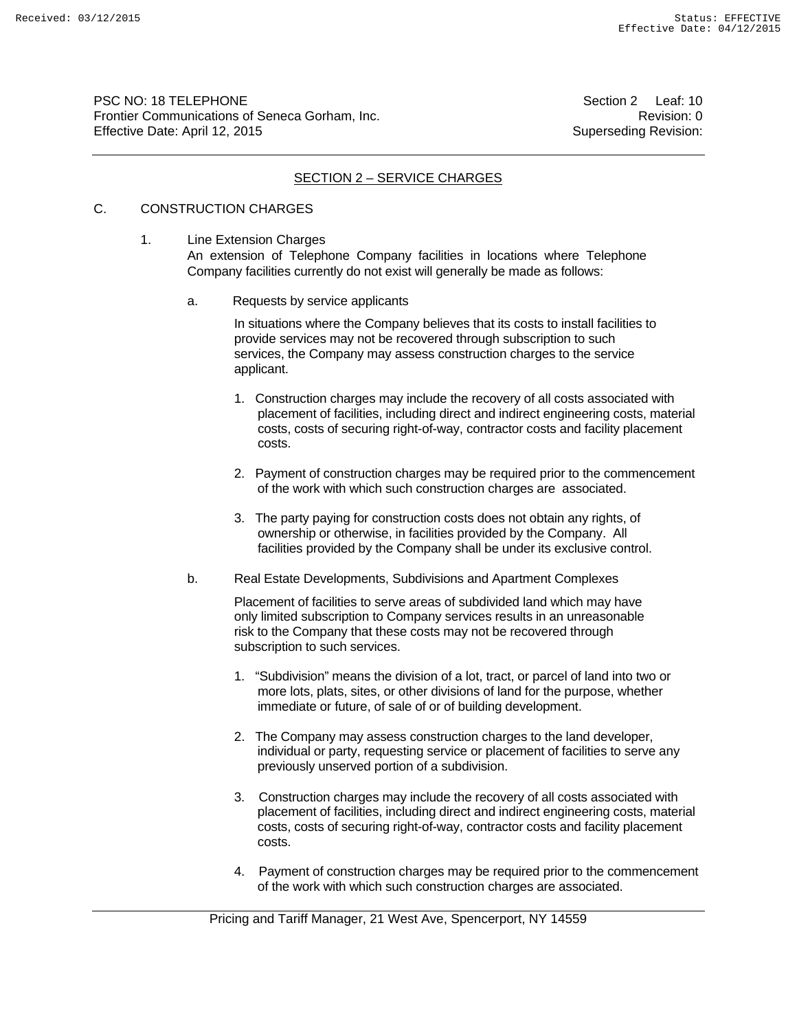PSC NO: 18 TELEPHONE — Section 2 Leaf: 10
Frontier Communications of Seneca Gorham, Inc. — Revision: 0
Effective Date: April 12, 2015 — Superseding Revision:

## SECTION 2 – SERVICE CHARGES

### C. CONSTRUCTION CHARGES

1. Line Extension Charges

   An extension of Telephone Company facilities in locations where Telephone Company facilities currently do not exist will generally be made as follows:

   a. Requests by service applicants

      In situations where the Company believes that its costs to install facilities to provide services may not be recovered through subscription to such services, the Company may assess construction charges to the service applicant.

      1. Construction charges may include the recovery of all costs associated with placement of facilities, including direct and indirect engineering costs, material costs, costs of securing right-of-way, contractor costs and facility placement costs.

      2. Payment of construction charges may be required prior to the commencement of the work with which such construction charges are associated.

      3. The party paying for construction costs does not obtain any rights, of ownership or otherwise, in facilities provided by the Company. All facilities provided by the Company shall be under its exclusive control.

   b. Real Estate Developments, Subdivisions and Apartment Complexes

      Placement of facilities to serve areas of subdivided land which may have only limited subscription to Company services results in an unreasonable risk to the Company that these costs may not be recovered through subscription to such services.

      1. "Subdivision" means the division of a lot, tract, or parcel of land into two or more lots, plats, sites, or other divisions of land for the purpose, whether immediate or future, of sale of or of building development.

      2. The Company may assess construction charges to the land developer, individual or party, requesting service or placement of facilities to serve any previously unserved portion of a subdivision.

      3. Construction charges may include the recovery of all costs associated with placement of facilities, including direct and indirect engineering costs, material costs, costs of securing right-of-way, contractor costs and facility placement costs.

      4. Payment of construction charges may be required prior to the commencement of the work with which such construction charges are associated.

Pricing and Tariff Manager, 21 West Ave, Spencerport, NY 14559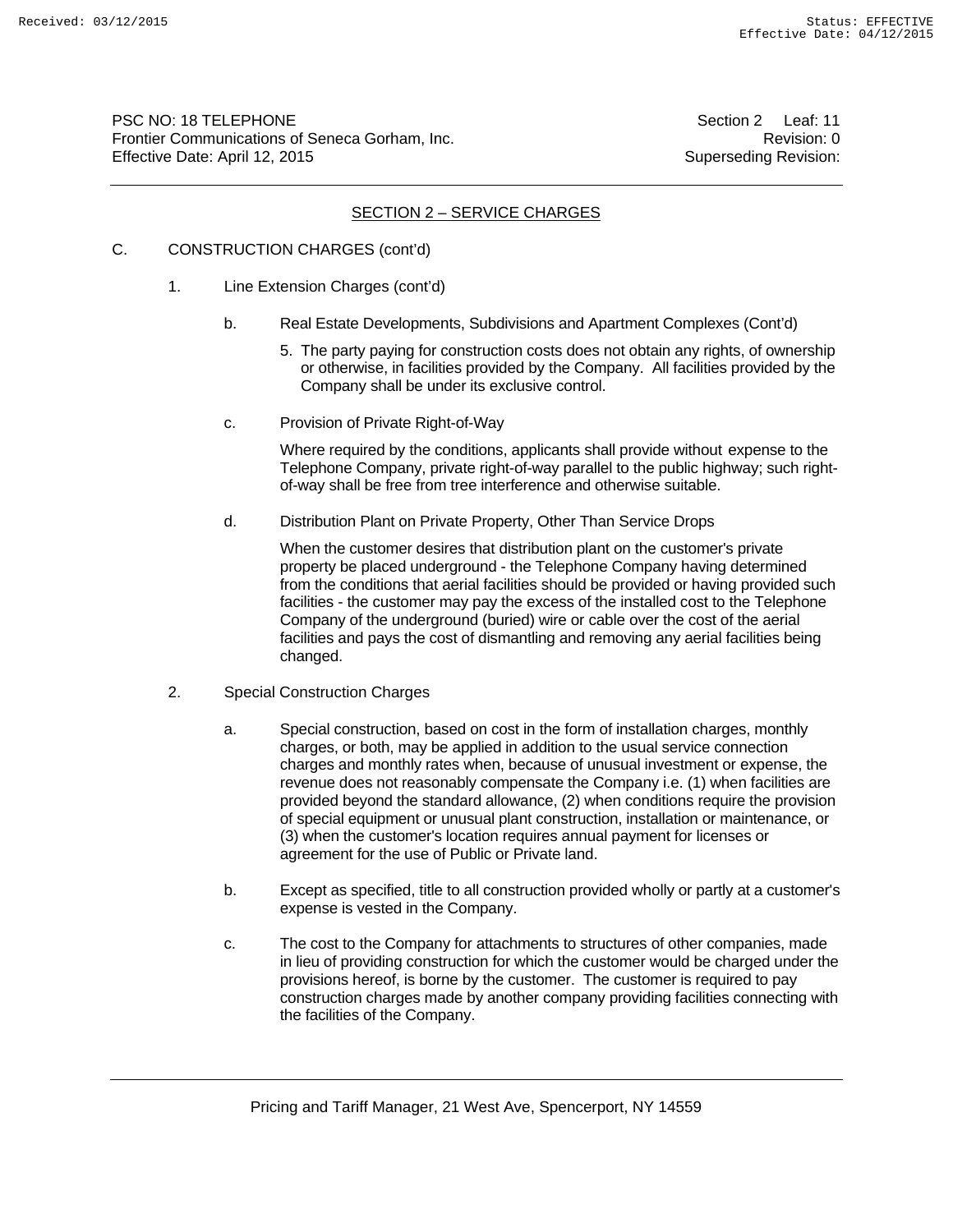## SECTION 2 – SERVICE CHARGES

C. CONSTRUCTION CHARGES (cont'd)

1. Line Extension Charges (cont'd)

   b. Real Estate Developments, Subdivisions and Apartment Complexes (Cont'd)

      5. The party paying for construction costs does not obtain any rights, of ownership or otherwise, in facilities provided by the Company. All facilities provided by the Company shall be under its exclusive control.

   c. Provision of Private Right-of-Way

      Where required by the conditions, applicants shall provide without expense to the Telephone Company, private right-of-way parallel to the public highway; such right-of-way shall be free from tree interference and otherwise suitable.

   d. Distribution Plant on Private Property, Other Than Service Drops

      When the customer desires that distribution plant on the customer's private property be placed underground - the Telephone Company having determined from the conditions that aerial facilities should be provided or having provided such facilities - the customer may pay the excess of the installed cost to the Telephone Company of the underground (buried) wire or cable over the cost of the aerial facilities and pays the cost of dismantling and removing any aerial facilities being changed.

2. Special Construction Charges

   a. Special construction, based on cost in the form of installation charges, monthly charges, or both, may be applied in addition to the usual service connection charges and monthly rates when, because of unusual investment or expense, the revenue does not reasonably compensate the Company i.e. (1) when facilities are provided beyond the standard allowance, (2) when conditions require the provision of special equipment or unusual plant construction, installation or maintenance, or (3) when the customer's location requires annual payment for licenses or agreement for the use of Public or Private land.

   b. Except as specified, title to all construction provided wholly or partly at a customer's expense is vested in the Company.

   c. The cost to the Company for attachments to structures of other companies, made in lieu of providing construction for which the customer would be charged under the provisions hereof, is borne by the customer. The customer is required to pay construction charges made by another company providing facilities connecting with the facilities of the Company.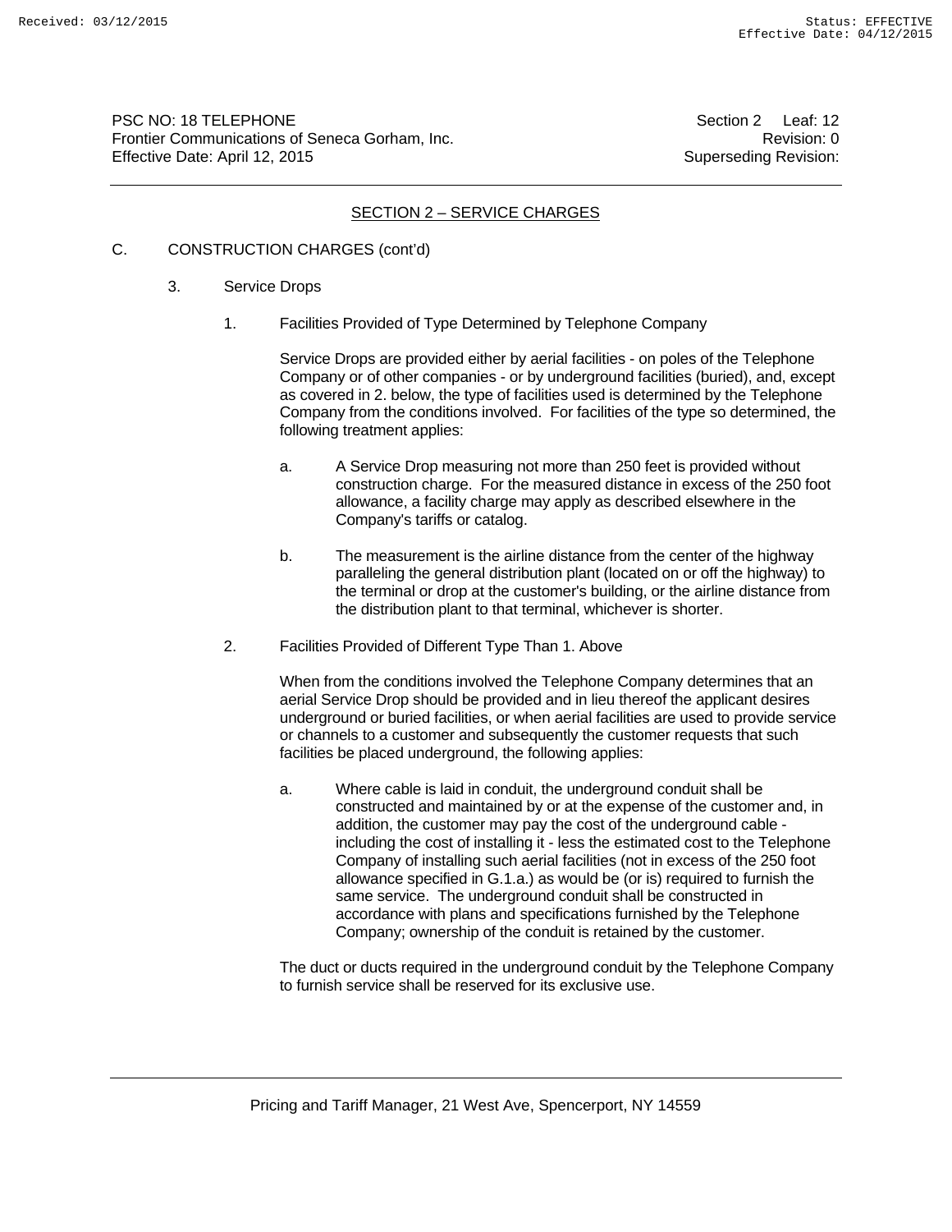## SECTION 2 – SERVICE CHARGES

C. CONSTRUCTION CHARGES (cont'd)

3. Service Drops

1. Facilities Provided of Type Determined by Telephone Company

   Service Drops are provided either by aerial facilities - on poles of the Telephone Company or of other companies - or by underground facilities (buried), and, except as covered in 2. below, the type of facilities used is determined by the Telephone Company from the conditions involved. For facilities of the type so determined, the following treatment applies:

   a. A Service Drop measuring not more than 250 feet is provided without construction charge. For the measured distance in excess of the 250 foot allowance, a facility charge may apply as described elsewhere in the Company's tariffs or catalog.

   b. The measurement is the airline distance from the center of the highway paralleling the general distribution plant (located on or off the highway) to the terminal or drop at the customer's building, or the airline distance from the distribution plant to that terminal, whichever is shorter.

2. Facilities Provided of Different Type Than 1. Above

   When from the conditions involved the Telephone Company determines that an aerial Service Drop should be provided and in lieu thereof the applicant desires underground or buried facilities, or when aerial facilities are used to provide service or channels to a customer and subsequently the customer requests that such facilities be placed underground, the following applies:

   a. Where cable is laid in conduit, the underground conduit shall be constructed and maintained by or at the expense of the customer and, in addition, the customer may pay the cost of the underground cable - including the cost of installing it - less the estimated cost to the Telephone Company of installing such aerial facilities (not in excess of the 250 foot allowance specified in G.1.a.) as would be (or is) required to furnish the same service. The underground conduit shall be constructed in accordance with plans and specifications furnished by the Telephone Company; ownership of the conduit is retained by the customer.

   The duct or ducts required in the underground conduit by the Telephone Company to furnish service shall be reserved for its exclusive use.